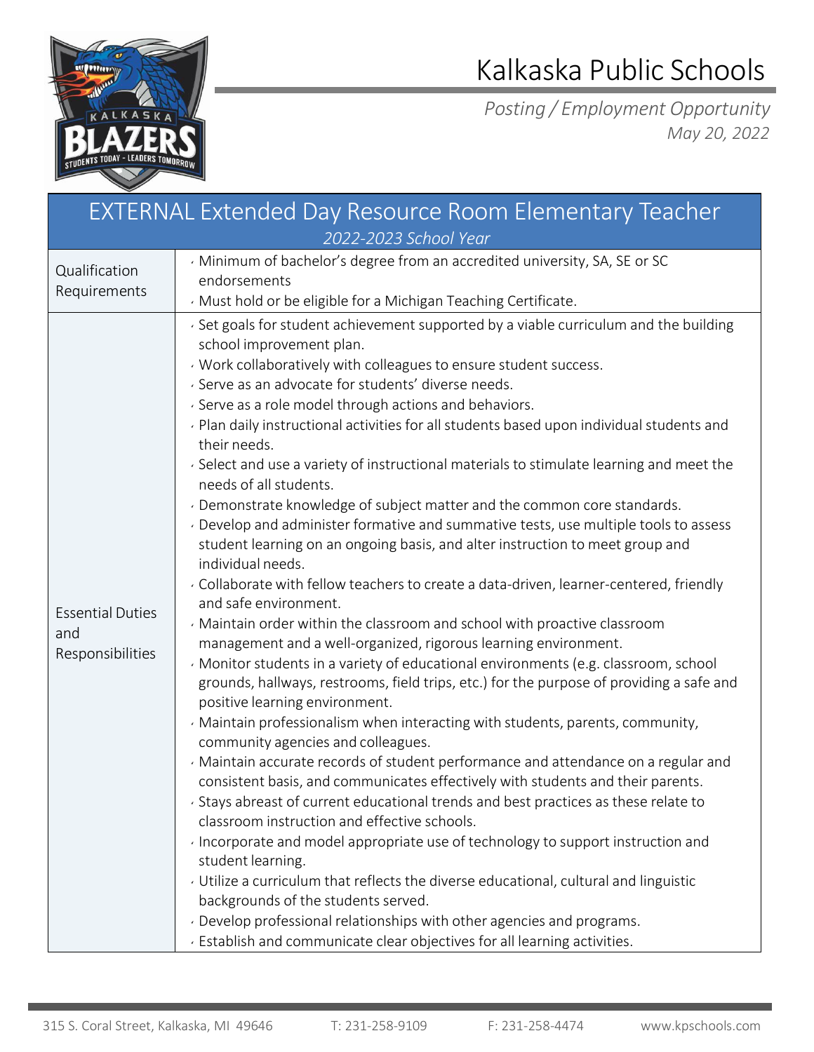# Kalkaska Public Schools

*Posting / Employment Opportunity*
*May 20, 2022*

## EXTERNAL Extended Day Resource Room Elementary Teacher

*2022-2023 School Year*

| | |
|---|---|
| Qualification Requirements | • Minimum of bachelor's degree from an accredited university, SA, SE or SC endorsements<br>• Must hold or be eligible for a Michigan Teaching Certificate. |
| Essential Duties and Responsibilities | • Set goals for student achievement supported by a viable curriculum and the building school improvement plan.<br>• Work collaboratively with colleagues to ensure student success.<br>• Serve as an advocate for students' diverse needs.<br>• Serve as a role model through actions and behaviors.<br>• Plan daily instructional activities for all students based upon individual students and their needs.<br>• Select and use a variety of instructional materials to stimulate learning and meet the needs of all students.<br>• Demonstrate knowledge of subject matter and the common core standards.<br>• Develop and administer formative and summative tests, use multiple tools to assess student learning on an ongoing basis, and alter instruction to meet group and individual needs.<br>• Collaborate with fellow teachers to create a data-driven, learner-centered, friendly and safe environment.<br>• Maintain order within the classroom and school with proactive classroom management and a well-organized, rigorous learning environment.<br>• Monitor students in a variety of educational environments (e.g. classroom, school grounds, hallways, restrooms, field trips, etc.) for the purpose of providing a safe and positive learning environment.<br>• Maintain professionalism when interacting with students, parents, community, community agencies and colleagues.<br>• Maintain accurate records of student performance and attendance on a regular and consistent basis, and communicates effectively with students and their parents.<br>• Stays abreast of current educational trends and best practices as these relate to classroom instruction and effective schools.<br>• Incorporate and model appropriate use of technology to support instruction and student learning.<br>• Utilize a curriculum that reflects the diverse educational, cultural and linguistic backgrounds of the students served.<br>• Develop professional relationships with other agencies and programs.<br>• Establish and communicate clear objectives for all learning activities. |

315 S. Coral Street, Kalkaska, MI 49646 T: 231-258-9109 F: 231-258-4474 www.kpschools.com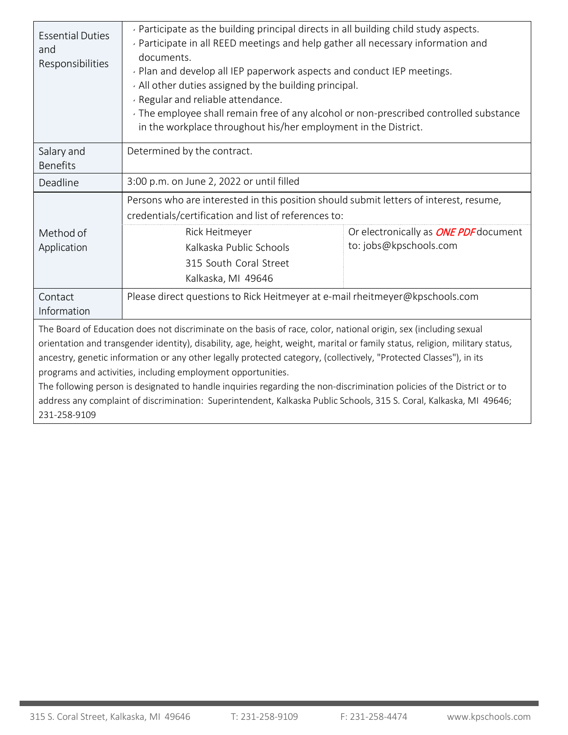| | |
|---|---|
| Essential Duties and Responsibilities | • Participate as the building principal directs in all building child study aspects.<br>• Participate in all REED meetings and help gather all necessary information and documents.<br>• Plan and develop all IEP paperwork aspects and conduct IEP meetings.<br>• All other duties assigned by the building principal.<br>• Regular and reliable attendance.<br>• The employee shall remain free of any alcohol or non-prescribed controlled substance in the workplace throughout his/her employment in the District. |
| Salary and Benefits | Determined by the contract. |
| Deadline | 3:00 p.m. on June 2, 2022 or until filled |
| Method of Application | Persons who are interested in this position should submit letters of interest, resume, credentials/certification and list of references to:<br>Rick Heitmeyer<br>Kalkaska Public Schools<br>315 South Coral Street<br>Kalkaska, MI 49646<br>Or electronically as ***ONE PDF*** document to: jobs@kpschools.com |
| Contact Information | Please direct questions to Rick Heitmeyer at e-mail rheitmeyer@kpschools.com |

The Board of Education does not discriminate on the basis of race, color, national origin, sex (including sexual orientation and transgender identity), disability, age, height, weight, marital or family status, religion, military status, ancestry, genetic information or any other legally protected category, (collectively, "Protected Classes"), in its programs and activities, including employment opportunities.

The following person is designated to handle inquiries regarding the non-discrimination policies of the District or to address any complaint of discrimination: Superintendent, Kalkaska Public Schools, 315 S. Coral, Kalkaska, MI 49646; 231-258-9109